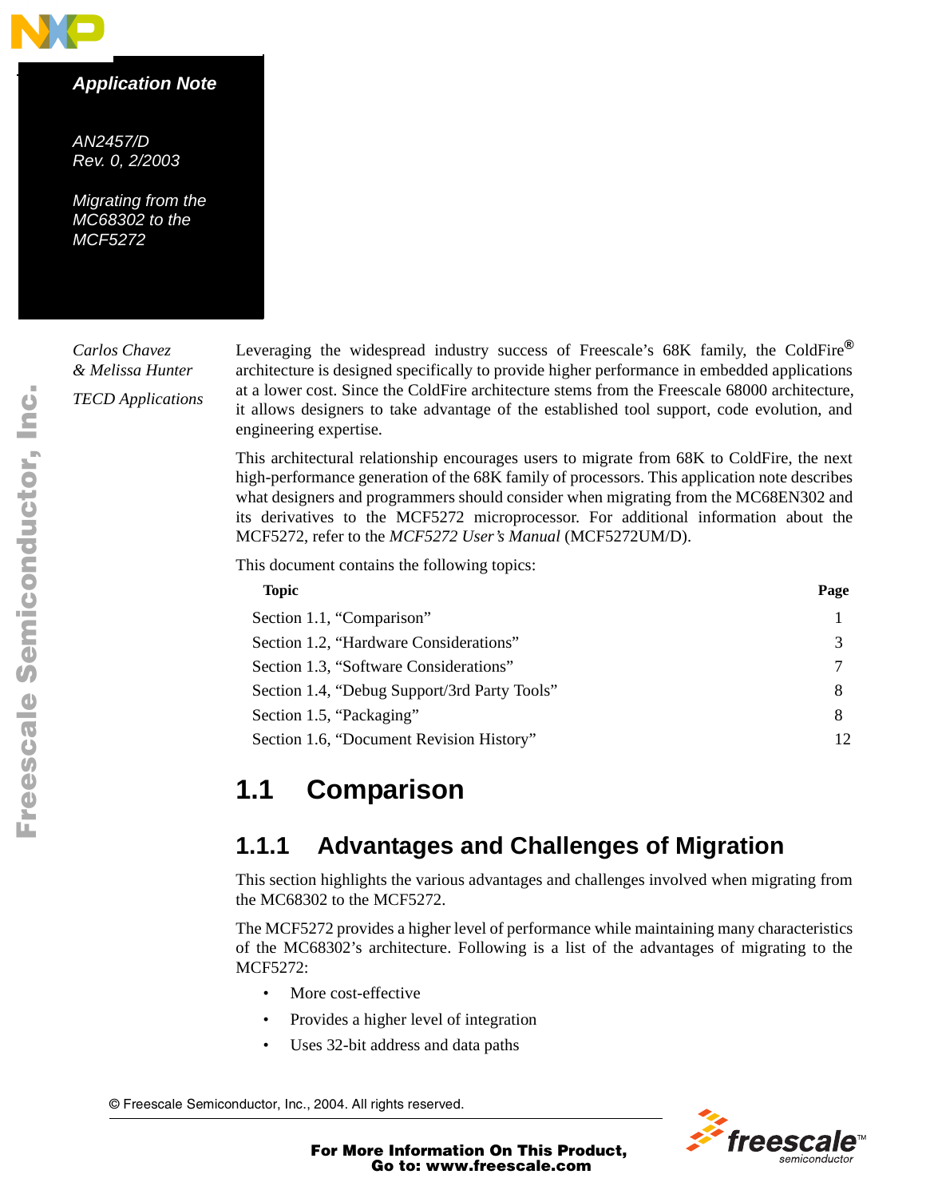*Application Note*

*AN2457/D*
*Rev. 0, 2/2003*

*Migrating from the MC68302 to the MCF5272*

*Carlos Chavez*
*& Melissa Hunter*

*TECD Applications*

Leveraging the widespread industry success of Freescale's 68K family, the ColdFire® architecture is designed specifically to provide higher performance in embedded applications at a lower cost. Since the ColdFire architecture stems from the Freescale 68000 architecture, it allows designers to take advantage of the established tool support, code evolution, and engineering expertise.

This architectural relationship encourages users to migrate from 68K to ColdFire, the next high-performance generation of the 68K family of processors. This application note describes what designers and programmers should consider when migrating from the MC68EN302 and its derivatives to the MCF5272 microprocessor. For additional information about the MCF5272, refer to the *MCF5272 User's Manual* (MCF5272UM/D).

This document contains the following topics:

| Topic | Page |
|---|---|
| Section 1.1, "Comparison" | 1 |
| Section 1.2, "Hardware Considerations" | 3 |
| Section 1.3, "Software Considerations" | 7 |
| Section 1.4, "Debug Support/3rd Party Tools" | 8 |
| Section 1.5, "Packaging" | 8 |
| Section 1.6, "Document Revision History" | 12 |

# 1.1 Comparison

## 1.1.1 Advantages and Challenges of Migration

This section highlights the various advantages and challenges involved when migrating from the MC68302 to the MCF5272.

The MCF5272 provides a higher level of performance while maintaining many characteristics of the MC68302's architecture. Following is a list of the advantages of migrating to the MCF5272:

- More cost-effective
- Provides a higher level of integration
- Uses 32-bit address and data paths

© Freescale Semiconductor, Inc., 2004. All rights reserved.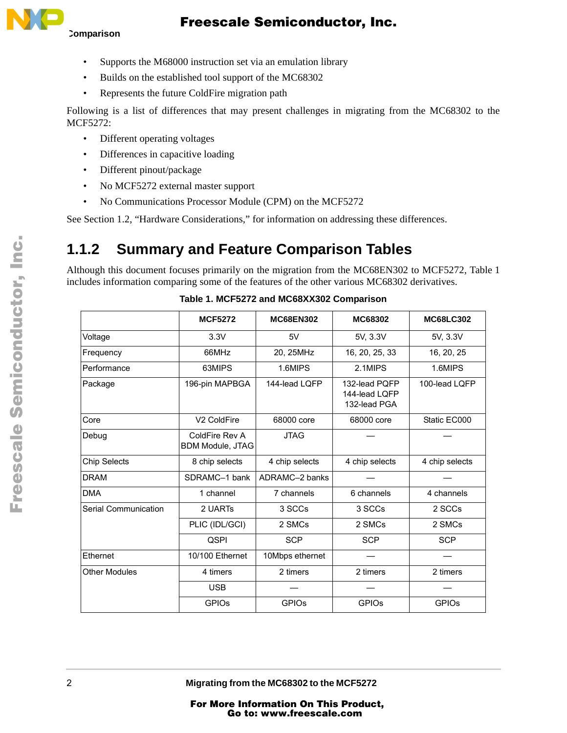- Supports the M68000 instruction set via an emulation library
- Builds on the established tool support of the MC68302
- Represents the future ColdFire migration path

Following is a list of differences that may present challenges in migrating from the MC68302 to the MCF5272:

- Different operating voltages
- Differences in capacitive loading
- Different pinout/package
- No MCF5272 external master support
- No Communications Processor Module (CPM) on the MCF5272

See Section 1.2, "Hardware Considerations," for information on addressing these differences.

## 1.1.2 Summary and Feature Comparison Tables

Although this document focuses primarily on the migration from the MC68EN302 to MCF5272, Table 1 includes information comparing some of the features of the other various MC68302 derivatives.

**Table 1. MCF5272 and MC68XX302 Comparison**

| | MCF5272 | MC68EN302 | MC68302 | MC68LC302 |
|---|---|---|---|---|
| Voltage | 3.3V | 5V | 5V, 3.3V | 5V, 3.3V |
| Frequency | 66MHz | 20, 25MHz | 16, 20, 25, 33 | 16, 20, 25 |
| Performance | 63MIPS | 1.6MIPS | 2.1MIPS | 1.6MIPS |
| Package | 196-pin MAPBGA | 144-lead LQFP | 132-lead PQFP<br>144-lead LQFP<br>132-lead PGA | 100-lead LQFP |
| Core | V2 ColdFire | 68000 core | 68000 core | Static EC000 |
| Debug | ColdFire Rev A BDM Module, JTAG | JTAG | — | — |
| Chip Selects | 8 chip selects | 4 chip selects | 4 chip selects | 4 chip selects |
| DRAM | SDRAMC–1 bank | ADRAMC–2 banks | — | — |
| DMA | 1 channel | 7 channels | 6 channels | 4 channels |
| Serial Communication | 2 UARTs | 3 SCCs | 3 SCCs | 2 SCCs |
| | PLIC (IDL/GCI) | 2 SMCs | 2 SMCs | 2 SMCs |
| | QSPI | SCP | SCP | SCP |
| Ethernet | 10/100 Ethernet | 10Mbps ethernet | — | — |
| Other Modules | 4 timers | 2 timers | 2 timers | 2 timers |
| | USB | — | — | — |
| | GPIOs | GPIOs | GPIOs | GPIOs |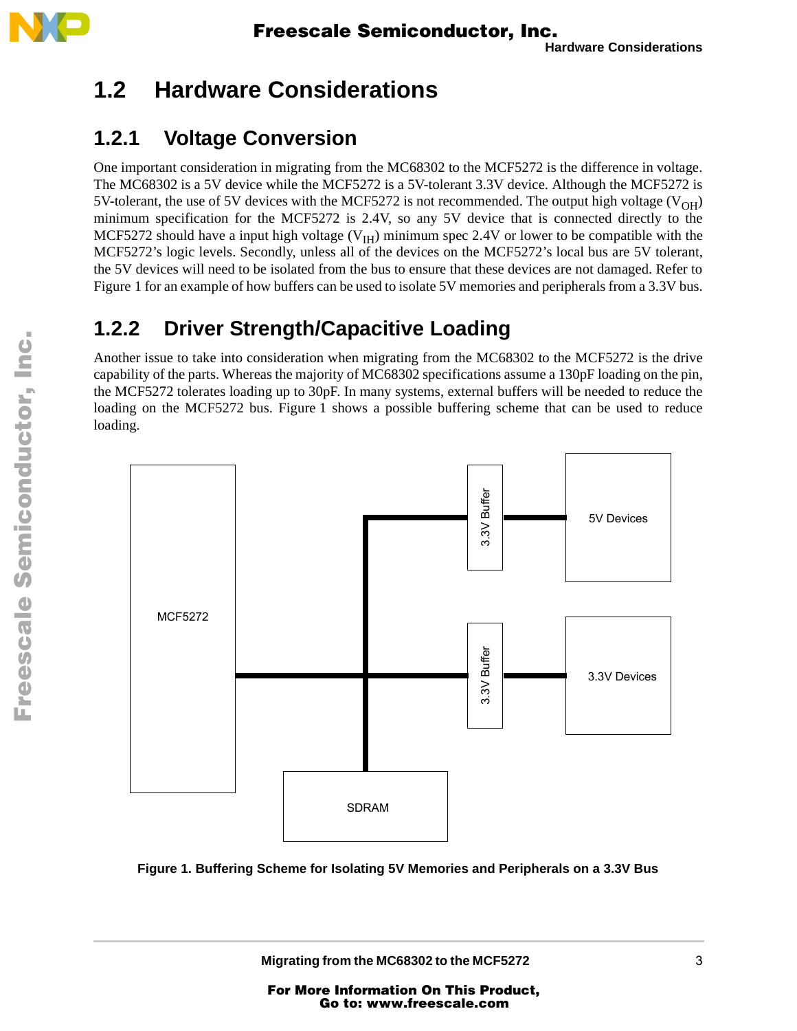## 1.2 Hardware Considerations

### 1.2.1 Voltage Conversion

One important consideration in migrating from the MC68302 to the MCF5272 is the difference in voltage. The MC68302 is a 5V device while the MCF5272 is a 5V-tolerant 3.3V device. Although the MCF5272 is 5V-tolerant, the use of 5V devices with the MCF5272 is not recommended. The output high voltage ($V_{OH}$) minimum specification for the MCF5272 is 2.4V, so any 5V device that is connected directly to the MCF5272 should have a input high voltage ($V_{IH}$) minimum spec 2.4V or lower to be compatible with the MCF5272's logic levels. Secondly, unless all of the devices on the MCF5272's local bus are 5V tolerant, the 5V devices will need to be isolated from the bus to ensure that these devices are not damaged. Refer to Figure 1 for an example of how buffers can be used to isolate 5V memories and peripherals from a 3.3V bus.

### 1.2.2 Driver Strength/Capacitive Loading

Another issue to take into consideration when migrating from the MC68302 to the MCF5272 is the drive capability of the parts. Whereas the majority of MC68302 specifications assume a 130pF loading on the pin, the MCF5272 tolerates loading up to 30pF. In many systems, external buffers will be needed to reduce the loading on the MCF5272 bus. Figure 1 shows a possible buffering scheme that can be used to reduce loading.

**Figure 1. Buffering Scheme for Isolating 5V Memories and Peripherals on a 3.3V Bus**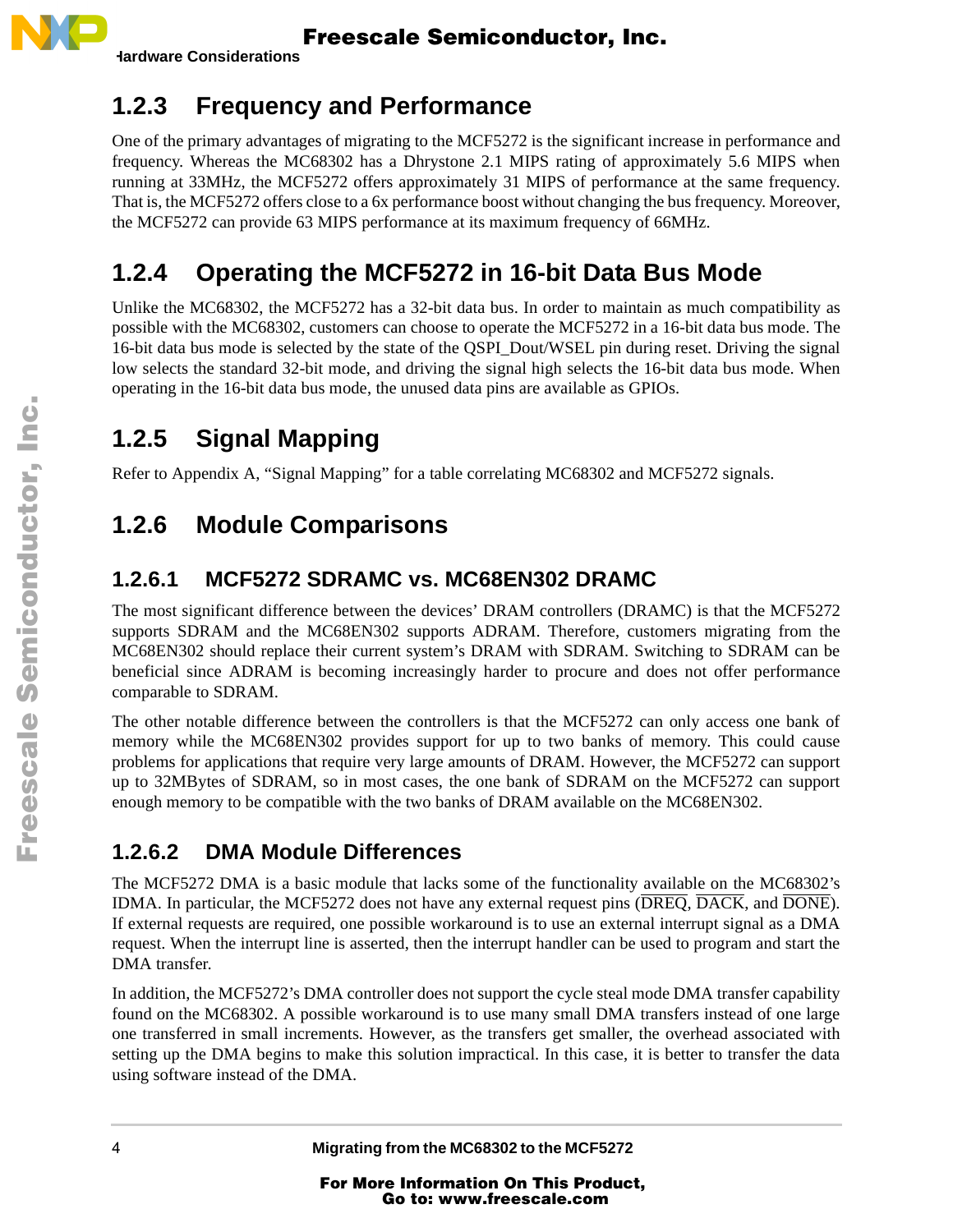### 1.2.3 Frequency and Performance

One of the primary advantages of migrating to the MCF5272 is the significant increase in performance and frequency. Whereas the MC68302 has a Dhrystone 2.1 MIPS rating of approximately 5.6 MIPS when running at 33MHz, the MCF5272 offers approximately 31 MIPS of performance at the same frequency. That is, the MCF5272 offers close to a 6x performance boost without changing the bus frequency. Moreover, the MCF5272 can provide 63 MIPS performance at its maximum frequency of 66MHz.

### 1.2.4 Operating the MCF5272 in 16-bit Data Bus Mode

Unlike the MC68302, the MCF5272 has a 32-bit data bus. In order to maintain as much compatibility as possible with the MC68302, customers can choose to operate the MCF5272 in a 16-bit data bus mode. The 16-bit data bus mode is selected by the state of the QSPI_Dout/WSEL pin during reset. Driving the signal low selects the standard 32-bit mode, and driving the signal high selects the 16-bit data bus mode. When operating in the 16-bit data bus mode, the unused data pins are available as GPIOs.

### 1.2.5 Signal Mapping

Refer to Appendix A, “Signal Mapping” for a table correlating MC68302 and MCF5272 signals.

### 1.2.6 Module Comparisons

#### 1.2.6.1 MCF5272 SDRAMC vs. MC68EN302 DRAMC

The most significant difference between the devices’ DRAM controllers (DRAMC) is that the MCF5272 supports SDRAM and the MC68EN302 supports ADRAM. Therefore, customers migrating from the MC68EN302 should replace their current system’s DRAM with SDRAM. Switching to SDRAM can be beneficial since ADRAM is becoming increasingly harder to procure and does not offer performance comparable to SDRAM.

The other notable difference between the controllers is that the MCF5272 can only access one bank of memory while the MC68EN302 provides support for up to two banks of memory. This could cause problems for applications that require very large amounts of DRAM. However, the MCF5272 can support up to 32MBytes of SDRAM, so in most cases, the one bank of SDRAM on the MCF5272 can support enough memory to be compatible with the two banks of DRAM available on the MC68EN302.

#### 1.2.6.2 DMA Module Differences

The MCF5272 DMA is a basic module that lacks some of the functionality available on the MC68302’s IDMA. In particular, the MCF5272 does not have any external request pins ($\overline{\text{DREQ}}$, $\overline{\text{DACK}}$, and $\overline{\text{DONE}}$). If external requests are required, one possible workaround is to use an external interrupt signal as a DMA request. When the interrupt line is asserted, then the interrupt handler can be used to program and start the DMA transfer.

In addition, the MCF5272’s DMA controller does not support the cycle steal mode DMA transfer capability found on the MC68302. A possible workaround is to use many small DMA transfers instead of one large one transferred in small increments. However, as the transfers get smaller, the overhead associated with setting up the DMA begins to make this solution impractical. In this case, it is better to transfer the data using software instead of the DMA.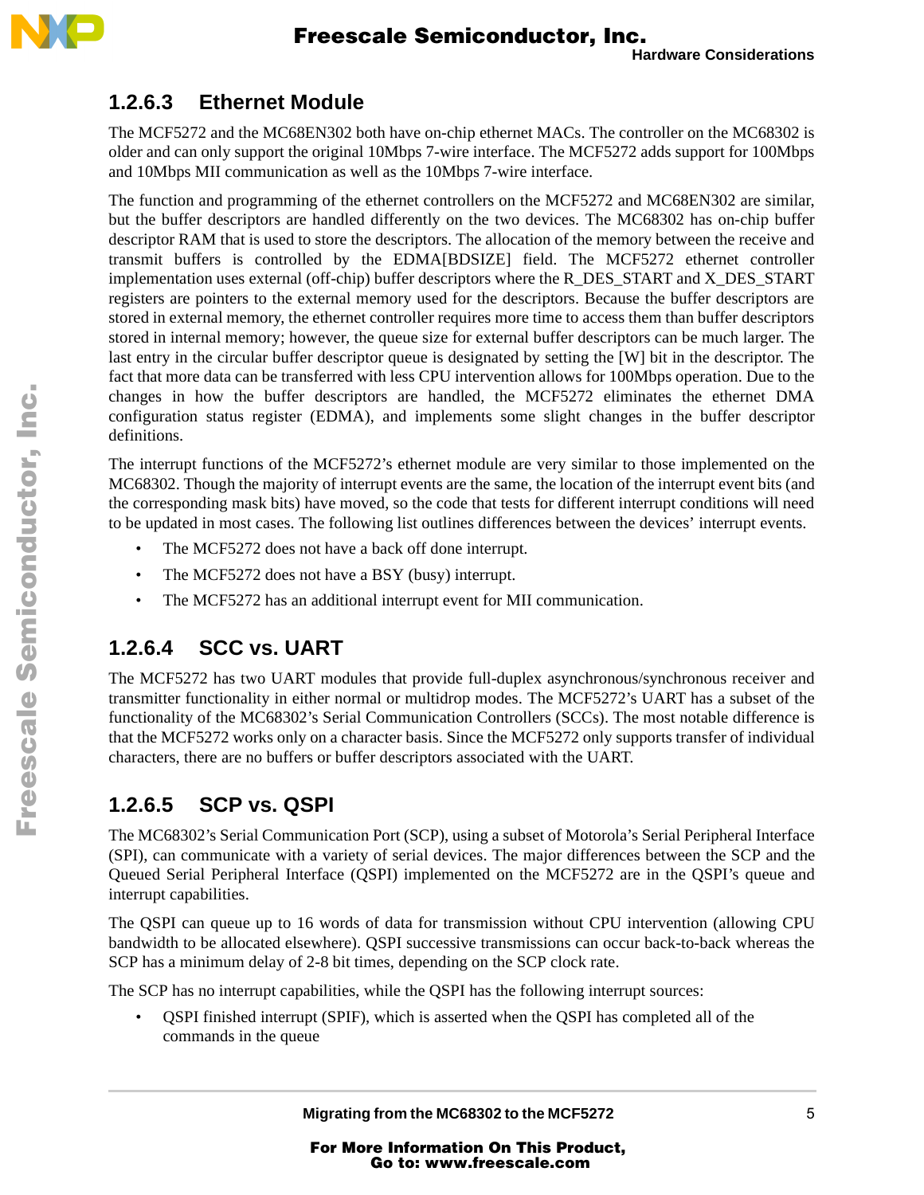### 1.2.6.3 Ethernet Module

The MCF5272 and the MC68EN302 both have on-chip ethernet MACs. The controller on the MC68302 is older and can only support the original 10Mbps 7-wire interface. The MCF5272 adds support for 100Mbps and 10Mbps MII communication as well as the 10Mbps 7-wire interface.

The function and programming of the ethernet controllers on the MCF5272 and MC68EN302 are similar, but the buffer descriptors are handled differently on the two devices. The MC68302 has on-chip buffer descriptor RAM that is used to store the descriptors. The allocation of the memory between the receive and transmit buffers is controlled by the EDMA[BDSIZE] field. The MCF5272 ethernet controller implementation uses external (off-chip) buffer descriptors where the R_DES_START and X_DES_START registers are pointers to the external memory used for the descriptors. Because the buffer descriptors are stored in external memory, the ethernet controller requires more time to access them than buffer descriptors stored in internal memory; however, the queue size for external buffer descriptors can be much larger. The last entry in the circular buffer descriptor queue is designated by setting the [W] bit in the descriptor. The fact that more data can be transferred with less CPU intervention allows for 100Mbps operation. Due to the changes in how the buffer descriptors are handled, the MCF5272 eliminates the ethernet DMA configuration status register (EDMA), and implements some slight changes in the buffer descriptor definitions.

The interrupt functions of the MCF5272's ethernet module are very similar to those implemented on the MC68302. Though the majority of interrupt events are the same, the location of the interrupt event bits (and the corresponding mask bits) have moved, so the code that tests for different interrupt conditions will need to be updated in most cases. The following list outlines differences between the devices' interrupt events.

- The MCF5272 does not have a back off done interrupt.
- The MCF5272 does not have a BSY (busy) interrupt.
- The MCF5272 has an additional interrupt event for MII communication.

### 1.2.6.4 SCC vs. UART

The MCF5272 has two UART modules that provide full-duplex asynchronous/synchronous receiver and transmitter functionality in either normal or multidrop modes. The MCF5272's UART has a subset of the functionality of the MC68302's Serial Communication Controllers (SCCs). The most notable difference is that the MCF5272 works only on a character basis. Since the MCF5272 only supports transfer of individual characters, there are no buffers or buffer descriptors associated with the UART.

### 1.2.6.5 SCP vs. QSPI

The MC68302's Serial Communication Port (SCP), using a subset of Motorola's Serial Peripheral Interface (SPI), can communicate with a variety of serial devices. The major differences between the SCP and the Queued Serial Peripheral Interface (QSPI) implemented on the MCF5272 are in the QSPI's queue and interrupt capabilities.

The QSPI can queue up to 16 words of data for transmission without CPU intervention (allowing CPU bandwidth to be allocated elsewhere). QSPI successive transmissions can occur back-to-back whereas the SCP has a minimum delay of 2-8 bit times, depending on the SCP clock rate.

The SCP has no interrupt capabilities, while the QSPI has the following interrupt sources:

- QSPI finished interrupt (SPIF), which is asserted when the QSPI has completed all of the commands in the queue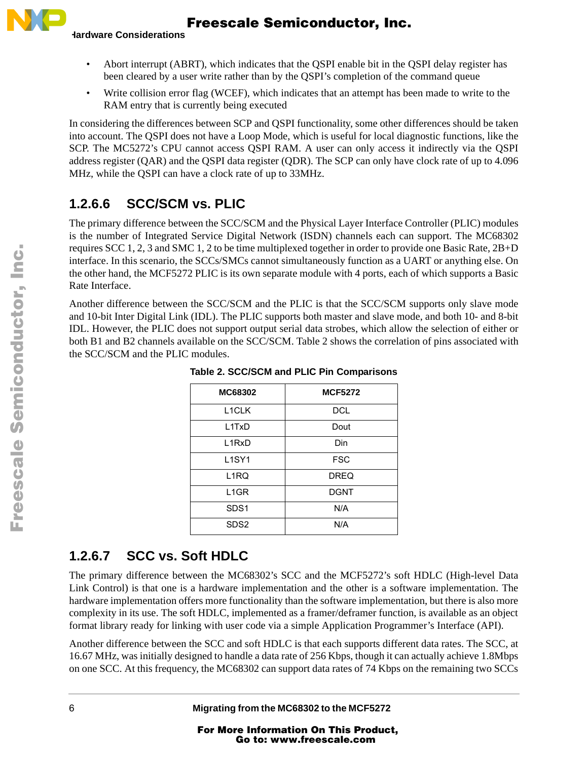- Abort interrupt (ABRT), which indicates that the QSPI enable bit in the QSPI delay register has been cleared by a user write rather than by the QSPI's completion of the command queue
- Write collision error flag (WCEF), which indicates that an attempt has been made to write to the RAM entry that is currently being executed

In considering the differences between SCP and QSPI functionality, some other differences should be taken into account. The QSPI does not have a Loop Mode, which is useful for local diagnostic functions, like the SCP. The MC5272's CPU cannot access QSPI RAM. A user can only access it indirectly via the QSPI address register (QAR) and the QSPI data register (QDR). The SCP can only have clock rate of up to 4.096 MHz, while the QSPI can have a clock rate of up to 33MHz.

### 1.2.6.6 SCC/SCM vs. PLIC

The primary difference between the SCC/SCM and the Physical Layer Interface Controller (PLIC) modules is the number of Integrated Service Digital Network (ISDN) channels each can support. The MC68302 requires SCC 1, 2, 3 and SMC 1, 2 to be time multiplexed together in order to provide one Basic Rate, 2B+D interface. In this scenario, the SCCs/SMCs cannot simultaneously function as a UART or anything else. On the other hand, the MCF5272 PLIC is its own separate module with 4 ports, each of which supports a Basic Rate Interface.

Another difference between the SCC/SCM and the PLIC is that the SCC/SCM supports only slave mode and 10-bit Inter Digital Link (IDL). The PLIC supports both master and slave mode, and both 10- and 8-bit IDL. However, the PLIC does not support output serial data strobes, which allow the selection of either or both B1 and B2 channels available on the SCC/SCM. Table 2 shows the correlation of pins associated with the SCC/SCM and the PLIC modules.

**Table 2. SCC/SCM and PLIC Pin Comparisons**

| MC68302 | MCF5272 |
|---|---|
| L1CLK | DCL |
| L1TxD | Dout |
| L1RxD | Din |
| L1SY1 | FSC |
| L1RQ | DREQ |
| L1GR | DGNT |
| SDS1 | N/A |
| SDS2 | N/A |

### 1.2.6.7 SCC vs. Soft HDLC

The primary difference between the MC68302's SCC and the MCF5272's soft HDLC (High-level Data Link Control) is that one is a hardware implementation and the other is a software implementation. The hardware implementation offers more functionality than the software implementation, but there is also more complexity in its use. The soft HDLC, implemented as a framer/deframer function, is available as an object format library ready for linking with user code via a simple Application Programmer's Interface (API).

Another difference between the SCC and soft HDLC is that each supports different data rates. The SCC, at 16.67 MHz, was initially designed to handle a data rate of 256 Kbps, though it can actually achieve 1.8Mbps on one SCC. At this frequency, the MC68302 can support data rates of 74 Kbps on the remaining two SCCs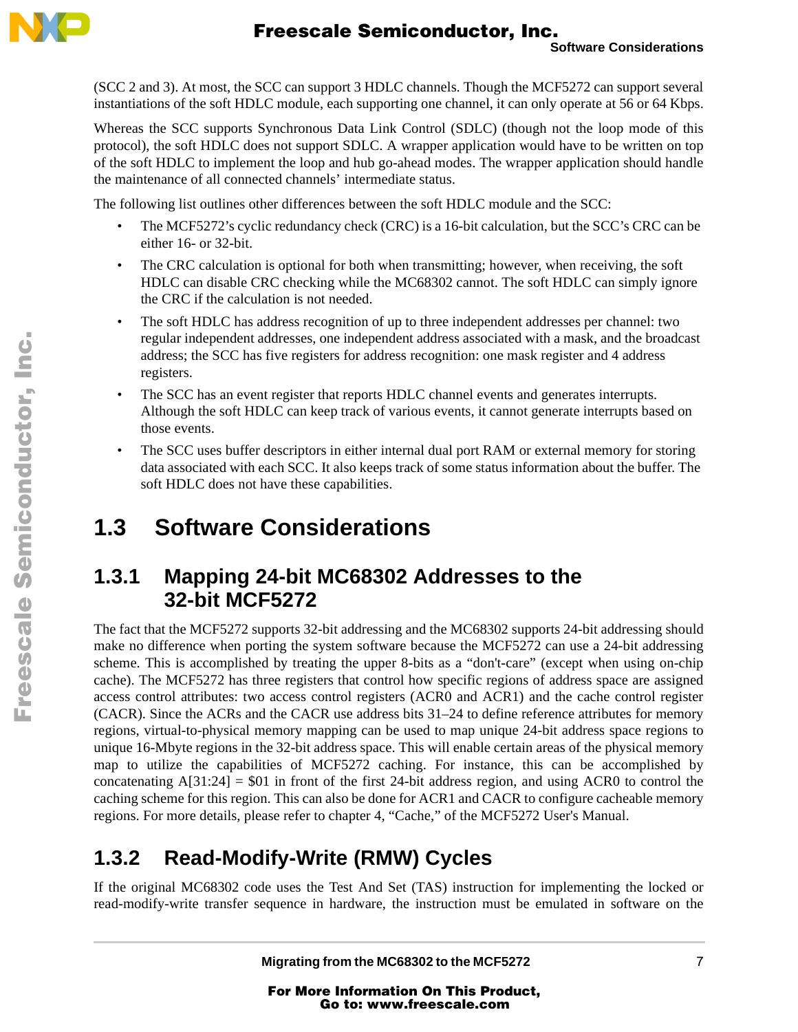(SCC 2 and 3). At most, the SCC can support 3 HDLC channels. Though the MCF5272 can support several instantiations of the soft HDLC module, each supporting one channel, it can only operate at 56 or 64 Kbps.

Whereas the SCC supports Synchronous Data Link Control (SDLC) (though not the loop mode of this protocol), the soft HDLC does not support SDLC. A wrapper application would have to be written on top of the soft HDLC to implement the loop and hub go-ahead modes. The wrapper application should handle the maintenance of all connected channels' intermediate status.

The following list outlines other differences between the soft HDLC module and the SCC:

- The MCF5272's cyclic redundancy check (CRC) is a 16-bit calculation, but the SCC's CRC can be either 16- or 32-bit.
- The CRC calculation is optional for both when transmitting; however, when receiving, the soft HDLC can disable CRC checking while the MC68302 cannot. The soft HDLC can simply ignore the CRC if the calculation is not needed.
- The soft HDLC has address recognition of up to three independent addresses per channel: two regular independent addresses, one independent address associated with a mask, and the broadcast address; the SCC has five registers for address recognition: one mask register and 4 address registers.
- The SCC has an event register that reports HDLC channel events and generates interrupts. Although the soft HDLC can keep track of various events, it cannot generate interrupts based on those events.
- The SCC uses buffer descriptors in either internal dual port RAM or external memory for storing data associated with each SCC. It also keeps track of some status information about the buffer. The soft HDLC does not have these capabilities.

## 1.3 Software Considerations

### 1.3.1 Mapping 24-bit MC68302 Addresses to the 32-bit MCF5272

The fact that the MCF5272 supports 32-bit addressing and the MC68302 supports 24-bit addressing should make no difference when porting the system software because the MCF5272 can use a 24-bit addressing scheme. This is accomplished by treating the upper 8-bits as a "don't-care" (except when using on-chip cache). The MCF5272 has three registers that control how specific regions of address space are assigned access control attributes: two access control registers (ACR0 and ACR1) and the cache control register (CACR). Since the ACRs and the CACR use address bits 31–24 to define reference attributes for memory regions, virtual-to-physical memory mapping can be used to map unique 24-bit address space regions to unique 16-Mbyte regions in the 32-bit address space. This will enable certain areas of the physical memory map to utilize the capabilities of MCF5272 caching. For instance, this can be accomplished by concatenating A[31:24] = $01 in front of the first 24-bit address region, and using ACR0 to control the caching scheme for this region. This can also be done for ACR1 and CACR to configure cacheable memory regions. For more details, please refer to chapter 4, "Cache," of the MCF5272 User's Manual.

### 1.3.2 Read-Modify-Write (RMW) Cycles

If the original MC68302 code uses the Test And Set (TAS) instruction for implementing the locked or read-modify-write transfer sequence in hardware, the instruction must be emulated in software on the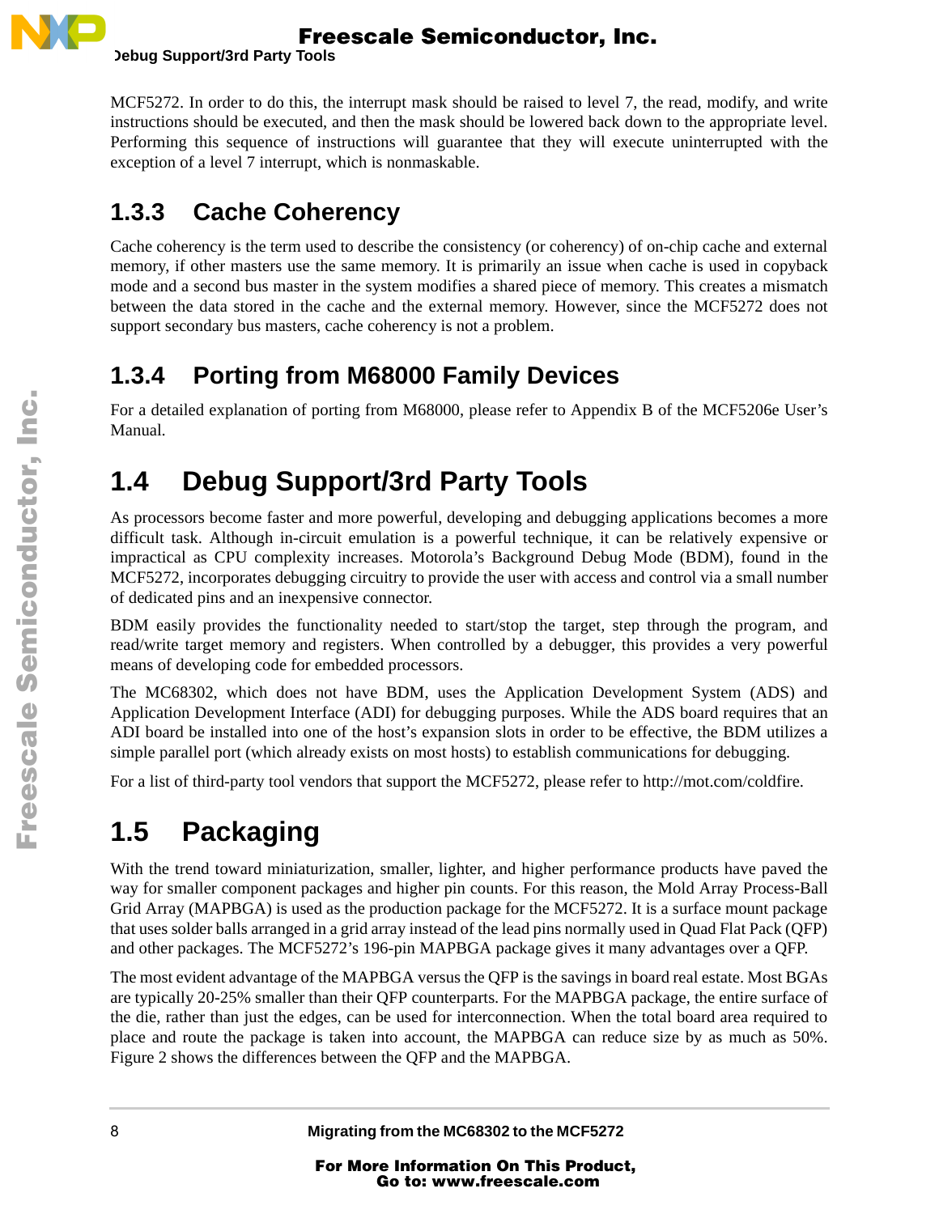MCF5272. In order to do this, the interrupt mask should be raised to level 7, the read, modify, and write instructions should be executed, and then the mask should be lowered back down to the appropriate level. Performing this sequence of instructions will guarantee that they will execute uninterrupted with the exception of a level 7 interrupt, which is nonmaskable.

### 1.3.3 Cache Coherency

Cache coherency is the term used to describe the consistency (or coherency) of on-chip cache and external memory, if other masters use the same memory. It is primarily an issue when cache is used in copyback mode and a second bus master in the system modifies a shared piece of memory. This creates a mismatch between the data stored in the cache and the external memory. However, since the MCF5272 does not support secondary bus masters, cache coherency is not a problem.

### 1.3.4 Porting from M68000 Family Devices

For a detailed explanation of porting from M68000, please refer to Appendix B of the MCF5206e User's Manual.

## 1.4 Debug Support/3rd Party Tools

As processors become faster and more powerful, developing and debugging applications becomes a more difficult task. Although in-circuit emulation is a powerful technique, it can be relatively expensive or impractical as CPU complexity increases. Motorola's Background Debug Mode (BDM), found in the MCF5272, incorporates debugging circuitry to provide the user with access and control via a small number of dedicated pins and an inexpensive connector.

BDM easily provides the functionality needed to start/stop the target, step through the program, and read/write target memory and registers. When controlled by a debugger, this provides a very powerful means of developing code for embedded processors.

The MC68302, which does not have BDM, uses the Application Development System (ADS) and Application Development Interface (ADI) for debugging purposes. While the ADS board requires that an ADI board be installed into one of the host's expansion slots in order to be effective, the BDM utilizes a simple parallel port (which already exists on most hosts) to establish communications for debugging.

For a list of third-party tool vendors that support the MCF5272, please refer to http://mot.com/coldfire.

## 1.5 Packaging

With the trend toward miniaturization, smaller, lighter, and higher performance products have paved the way for smaller component packages and higher pin counts. For this reason, the Mold Array Process-Ball Grid Array (MAPBGA) is used as the production package for the MCF5272. It is a surface mount package that uses solder balls arranged in a grid array instead of the lead pins normally used in Quad Flat Pack (QFP) and other packages. The MCF5272's 196-pin MAPBGA package gives it many advantages over a QFP.

The most evident advantage of the MAPBGA versus the QFP is the savings in board real estate. Most BGAs are typically 20-25% smaller than their QFP counterparts. For the MAPBGA package, the entire surface of the die, rather than just the edges, can be used for interconnection. When the total board area required to place and route the package is taken into account, the MAPBGA can reduce size by as much as 50%. Figure 2 shows the differences between the QFP and the MAPBGA.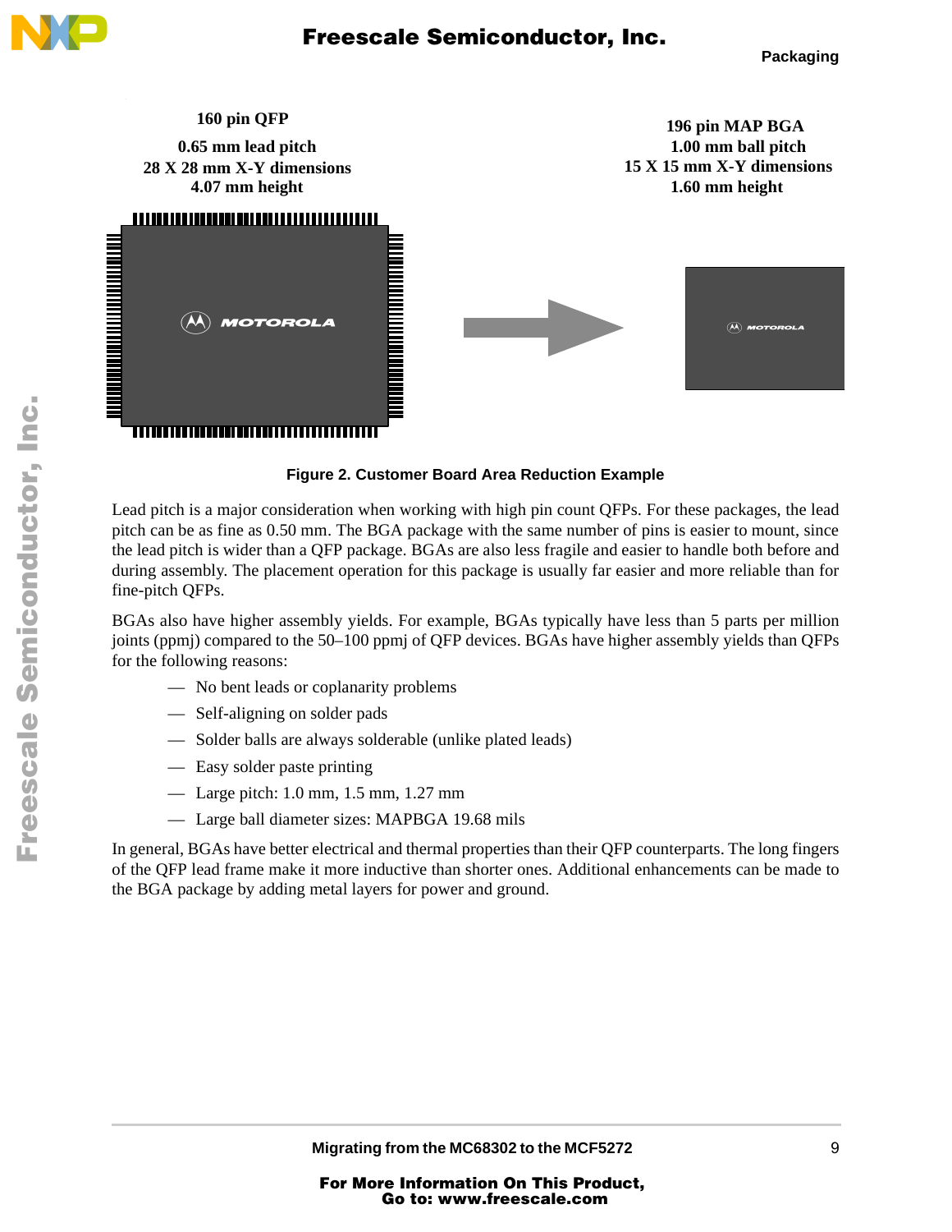160 pin QFP

0.65 mm lead pitch

28 X 28 mm X-Y dimensions

4.07 mm height

196 pin MAP BGA

1.00 mm ball pitch

15 X 15 mm X-Y dimensions

1.60 mm height

**Figure 2. Customer Board Area Reduction Example**

Lead pitch is a major consideration when working with high pin count QFPs. For these packages, the lead pitch can be as fine as 0.50 mm. The BGA package with the same number of pins is easier to mount, since the lead pitch is wider than a QFP package. BGAs are also less fragile and easier to handle both before and during assembly. The placement operation for this package is usually far easier and more reliable than for fine-pitch QFPs.

BGAs also have higher assembly yields. For example, BGAs typically have less than 5 parts per million joints (ppmj) compared to the 50–100 ppmj of QFP devices. BGAs have higher assembly yields than QFPs for the following reasons:

- No bent leads or coplanarity problems
- Self-aligning on solder pads
- Solder balls are always solderable (unlike plated leads)
- Easy solder paste printing
- Large pitch: 1.0 mm, 1.5 mm, 1.27 mm
- Large ball diameter sizes: MAPBGA 19.68 mils

In general, BGAs have better electrical and thermal properties than their QFP counterparts. The long fingers of the QFP lead frame make it more inductive than shorter ones. Additional enhancements can be made to the BGA package by adding metal layers for power and ground.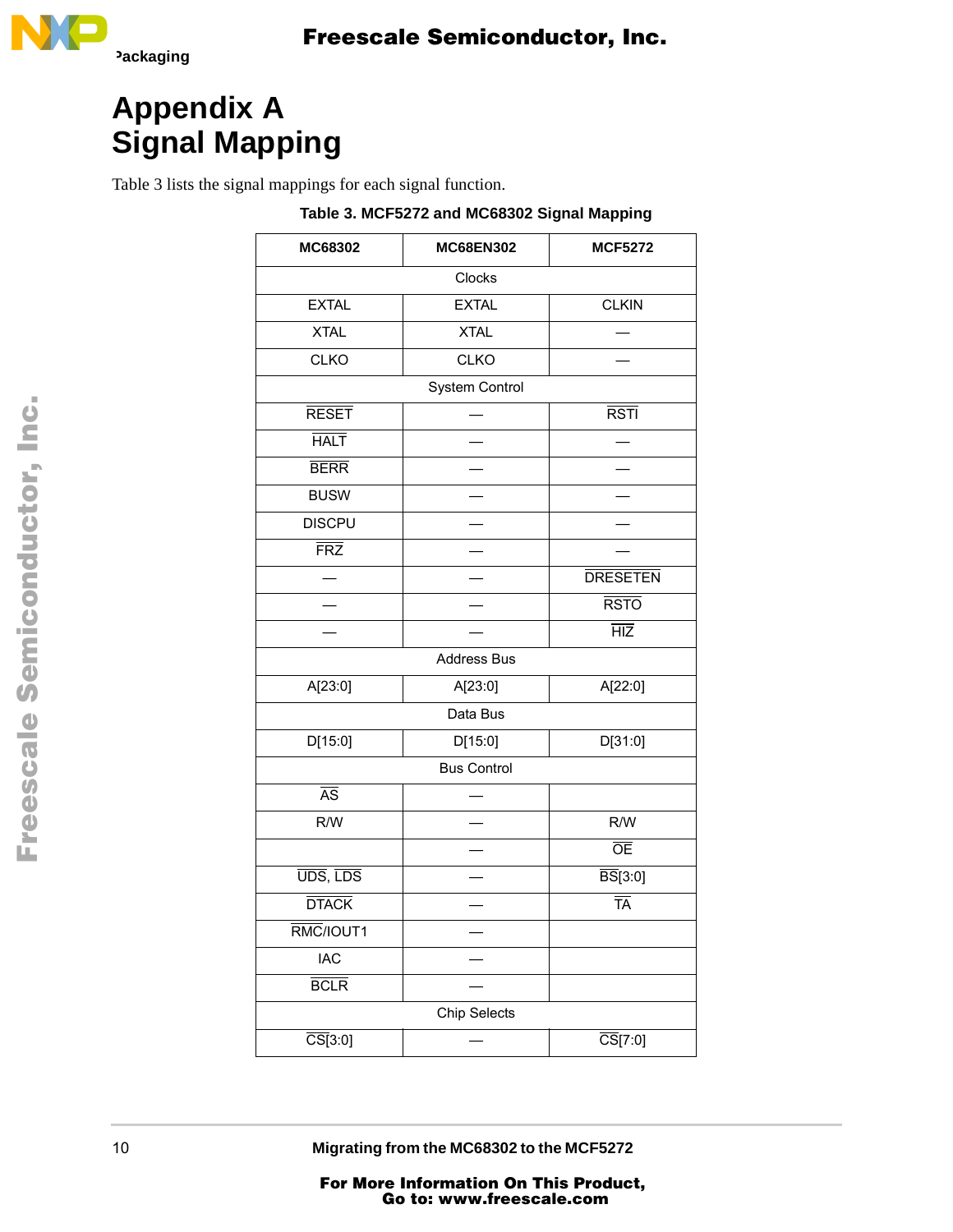# Appendix A
# Signal Mapping

Table 3 lists the signal mappings for each signal function.

**Table 3. MCF5272 and MC68302 Signal Mapping**

| MC68302 | MC68EN302 | MCF5272 |
|---|---|---|
| Clocks | | |
| EXTAL | EXTAL | CLKIN |
| XTAL | XTAL | — |
| CLKO | CLKO | — |
| System Control | | |
| $\overline{\text{RESET}}$ | — | $\overline{\text{RSTI}}$ |
| $\overline{\text{HALT}}$ | — | — |
| $\overline{\text{BERR}}$ | — | — |
| BUSW | — | — |
| DISCPU | — | — |
| $\overline{\text{FRZ}}$ | — | — |
| — | — | $\overline{\text{DRESETEN}}$ |
| — | — | $\overline{\text{RSTO}}$ |
| — | — | $\overline{\text{HIZ}}$ |
| Address Bus | | |
| A[23:0] | A[23:0] | A[22:0] |
| Data Bus | | |
| D[15:0] | D[15:0] | D[31:0] |
| Bus Control | | |
| $\overline{\text{AS}}$ | — | |
| R/W | — | R/W |
| | — | $\overline{\text{OE}}$ |
| $\overline{\text{UDS}}$, $\overline{\text{LDS}}$ | — | $\overline{\text{BS}}$[3:0] |
| $\overline{\text{DTACK}}$ | — | $\overline{\text{TA}}$ |
| $\overline{\text{RMC}}$/IOUT1 | — | |
| IAC | — | |
| $\overline{\text{BCLR}}$ | — | |
| Chip Selects | | |
| $\overline{\text{CS}}$[3:0] | — | $\overline{\text{CS}}$[7:0] |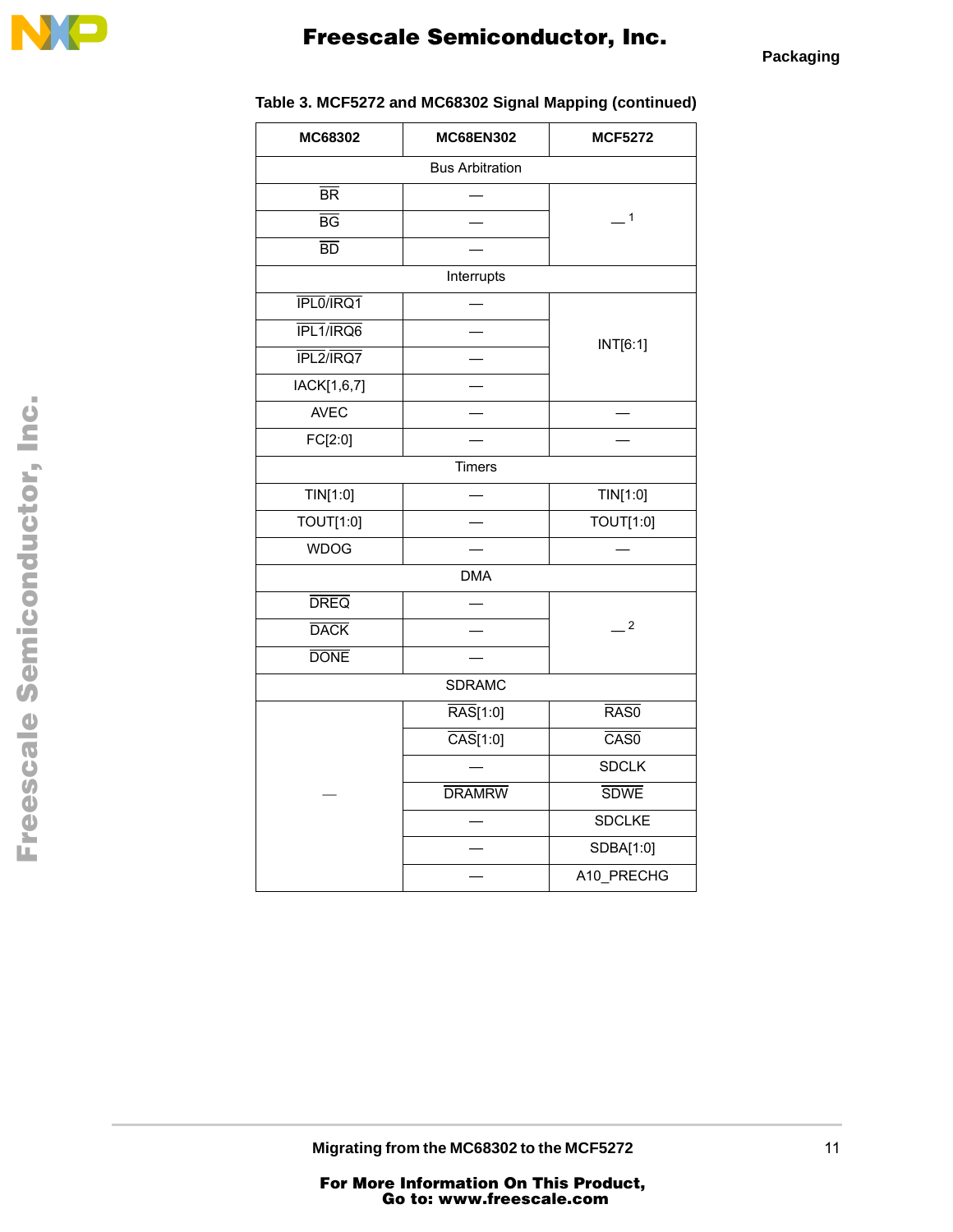Table 3. MCF5272 and MC68302 Signal Mapping (continued)

| MC68302 | MC68EN302 | MCF5272 |
|---|---|---|
| Bus Arbitration | | |
| BR | — | — [1] |
| BG | — | |
| BD | — | |
| Interrupts | | |
| IPL0/IRQ1 | — | INT[6:1] |
| IPL1/IRQ6 | — | |
| IPL2/IRQ7 | — | |
| IACK[1,6,7] | — | |
| AVEC | — | — |
| FC[2:0] | — | — |
| Timers | | |
| TIN[1:0] | — | TIN[1:0] |
| TOUT[1:0] | — | TOUT[1:0] |
| WDOG | — | — |
| DMA | | |
| DREQ | — | — [2] |
| DACK | — | |
| DONE | — | |
| SDRAMC | | |
| — | RAS[1:0] | RAS0 |
| | CAS[1:0] | CAS0 |
| | — | SDCLK |
| | DRAMRW | SDWE |
| | — | SDCLKE |
| | — | SDBA[1:0] |
| | — | A10_PRECHG |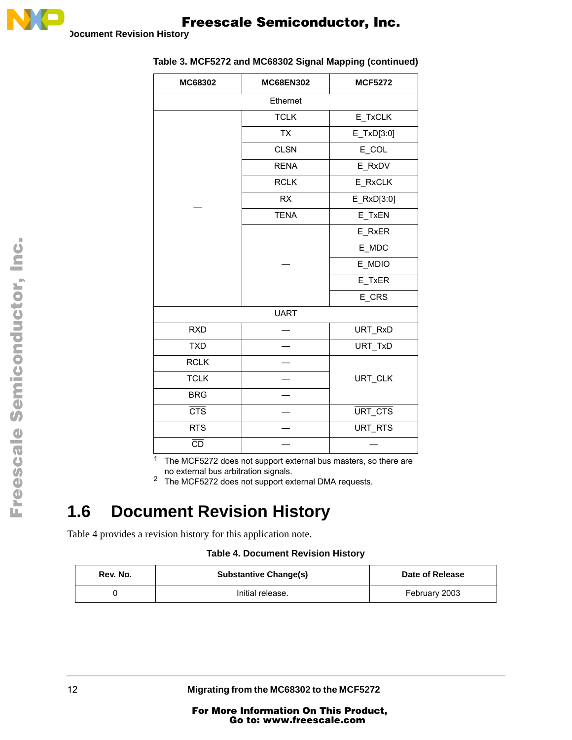**Table 3. MCF5272 and MC68302 Signal Mapping (continued)**

| MC68302 | MC68EN302 | MCF5272 |
|---|---|---|
| Ethernet | | |
| — | TCLK | E_TxCLK |
| | TX | E_TxD[3:0] |
| | CLSN | E_COL |
| | RENA | E_RxDV |
| | RCLK | E_RxCLK |
| | RX | E_RxD[3:0] |
| | TENA | E_TxEN |
| | — | E_RxER |
| | | E_MDC |
| | | E_MDIO |
| | | E_TxER |
| | | E_CRS |
| UART | | |
| RXD | — | URT_RxD |
| TXD | — | URT_TxD |
| RCLK | — | URT_CLK |
| TCLK | — | |
| BRG | — | |
| $\overline{\text{CTS}}$ | — | $\overline{\text{URT\_CTS}}$ |
| $\overline{\text{RTS}}$ | — | $\overline{\text{URT\_RTS}}$ |
| $\overline{\text{CD}}$ | — | — |

[1] The MCF5272 does not support external bus masters, so there are no external bus arbitration signals.

[2] The MCF5272 does not support external DMA requests.

## 1.6 Document Revision History

Table 4 provides a revision history for this application note.

**Table 4. Document Revision History**

| Rev. No. | Substantive Change(s) | Date of Release |
|---|---|---|
| 0 | Initial release. | February 2003 |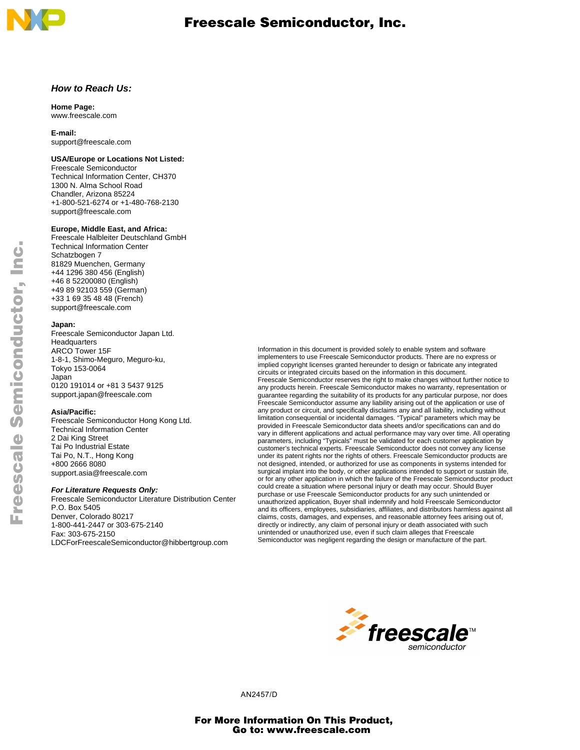## *How to Reach Us:*

**Home Page:**
www.freescale.com

**E-mail:**
support@freescale.com

**USA/Europe or Locations Not Listed:**
Freescale Semiconductor
Technical Information Center, CH370
1300 N. Alma School Road
Chandler, Arizona 85224
+1-800-521-6274 or +1-480-768-2130
support@freescale.com

**Europe, Middle East, and Africa:**
Freescale Halbleiter Deutschland GmbH
Technical Information Center
Schatzbogen 7
81829 Muenchen, Germany
+44 1296 380 456 (English)
+46 8 52200080 (English)
+49 89 92103 559 (German)
+33 1 69 35 48 48 (French)
support@freescale.com

**Japan:**
Freescale Semiconductor Japan Ltd.
Headquarters
ARCO Tower 15F
1-8-1, Shimo-Meguro, Meguro-ku,
Tokyo 153-0064
Japan
0120 191014 or +81 3 5437 9125
support.japan@freescale.com

**Asia/Pacific:**
Freescale Semiconductor Hong Kong Ltd.
Technical Information Center
2 Dai King Street
Tai Po Industrial Estate
Tai Po, N.T., Hong Kong
+800 2666 8080
support.asia@freescale.com

***For Literature Requests Only:***
Freescale Semiconductor Literature Distribution Center
P.O. Box 5405
Denver, Colorado 80217
1-800-441-2447 or 303-675-2140
Fax: 303-675-2150
LDCForFreescaleSemiconductor@hibbertgroup.com

Information in this document is provided solely to enable system and software implementers to use Freescale Semiconductor products. There are no express or implied copyright licenses granted hereunder to design or fabricate any integrated circuits or integrated circuits based on the information in this document.
Freescale Semiconductor reserves the right to make changes without further notice to any products herein. Freescale Semiconductor makes no warranty, representation or guarantee regarding the suitability of its products for any particular purpose, nor does Freescale Semiconductor assume any liability arising out of the application or use of any product or circuit, and specifically disclaims any and all liability, including without limitation consequential or incidental damages. "Typical" parameters which may be provided in Freescale Semiconductor data sheets and/or specifications can and do vary in different applications and actual performance may vary over time. All operating parameters, including "Typicals" must be validated for each customer application by customer's technical experts. Freescale Semiconductor does not convey any license under its patent rights nor the rights of others. Freescale Semiconductor products are not designed, intended, or authorized for use as components in systems intended for surgical implant into the body, or other applications intended to support or sustain life, or for any other application in which the failure of the Freescale Semiconductor product could create a situation where personal injury or death may occur. Should Buyer purchase or use Freescale Semiconductor products for any such unintended or unauthorized application, Buyer shall indemnify and hold Freescale Semiconductor and its officers, employees, subsidiaries, affiliates, and distributors harmless against all claims, costs, damages, and expenses, and reasonable attorney fees arising out of, directly or indirectly, any claim of personal injury or death associated with such unintended or unauthorized use, even if such claim alleges that Freescale Semiconductor was negligent regarding the design or manufacture of the part.

AN2457/D